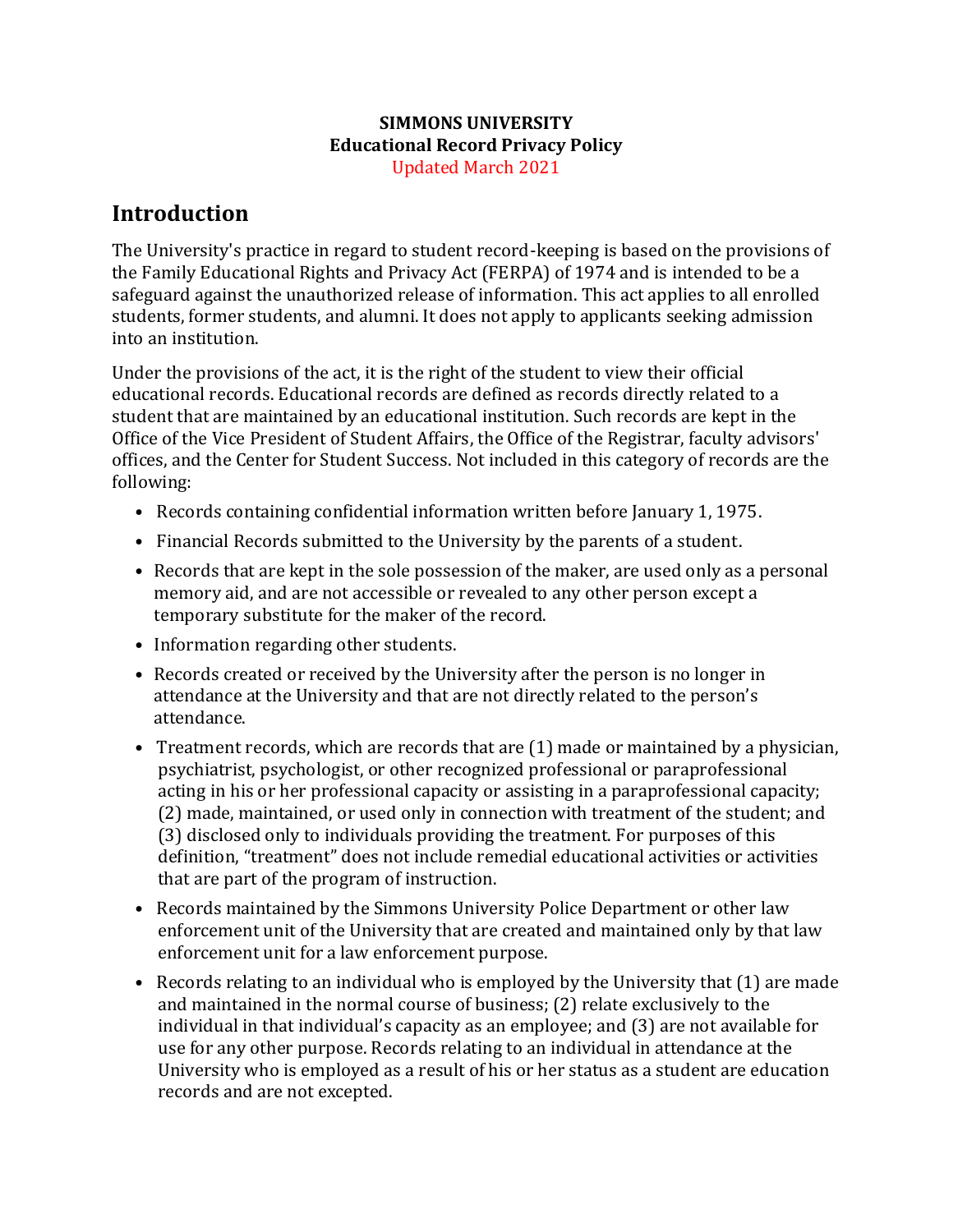**SIMMONS UNIVERSITY**
**Educational Record Privacy Policy**
Updated March 2021

## Introduction

The University's practice in regard to student record-keeping is based on the provisions of the Family Educational Rights and Privacy Act (FERPA) of 1974 and is intended to be a safeguard against the unauthorized release of information. This act applies to all enrolled students, former students, and alumni. It does not apply to applicants seeking admission into an institution.

Under the provisions of the act, it is the right of the student to view their official educational records. Educational records are defined as records directly related to a student that are maintained by an educational institution. Such records are kept in the Office of the Vice President of Student Affairs, the Office of the Registrar, faculty advisors' offices, and the Center for Student Success. Not included in this category of records are the following:

- Records containing confidential information written before January 1, 1975.
- Financial Records submitted to the University by the parents of a student.
- Records that are kept in the sole possession of the maker, are used only as a personal memory aid, and are not accessible or revealed to any other person except a temporary substitute for the maker of the record.
- Information regarding other students.
- Records created or received by the University after the person is no longer in attendance at the University and that are not directly related to the person's attendance.
- Treatment records, which are records that are (1) made or maintained by a physician, psychiatrist, psychologist, or other recognized professional or paraprofessional acting in his or her professional capacity or assisting in a paraprofessional capacity; (2) made, maintained, or used only in connection with treatment of the student; and (3) disclosed only to individuals providing the treatment. For purposes of this definition, "treatment" does not include remedial educational activities or activities that are part of the program of instruction.
- Records maintained by the Simmons University Police Department or other law enforcement unit of the University that are created and maintained only by that law enforcement unit for a law enforcement purpose.
- Records relating to an individual who is employed by the University that (1) are made and maintained in the normal course of business; (2) relate exclusively to the individual in that individual's capacity as an employee; and (3) are not available for use for any other purpose. Records relating to an individual in attendance at the University who is employed as a result of his or her status as a student are education records and are not excepted.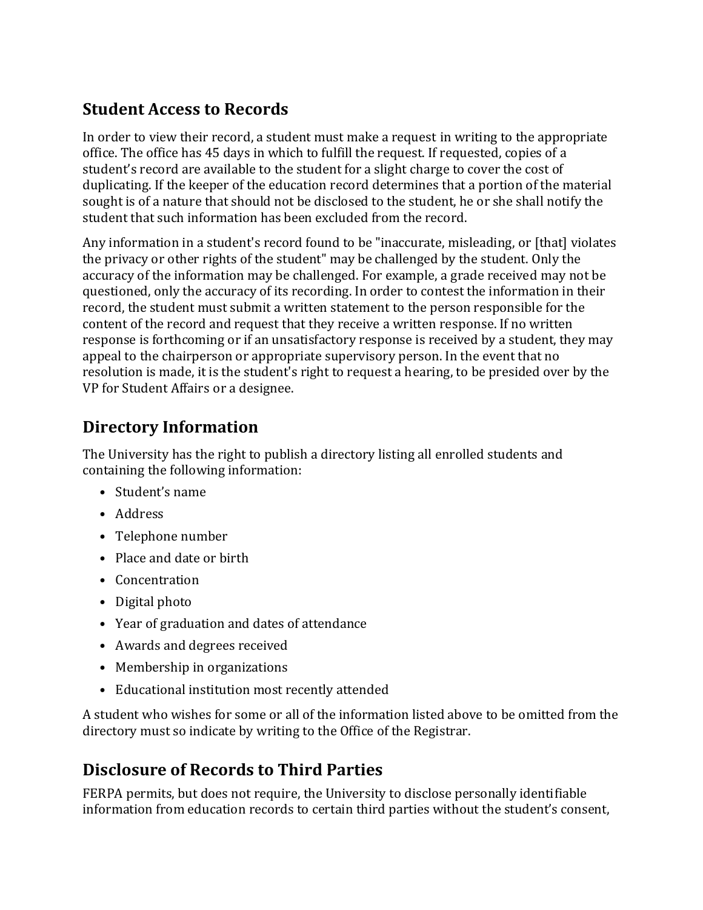## Student Access to Records

In order to view their record, a student must make a request in writing to the appropriate office. The office has 45 days in which to fulfill the request. If requested, copies of a student's record are available to the student for a slight charge to cover the cost of duplicating. If the keeper of the education record determines that a portion of the material sought is of a nature that should not be disclosed to the student, he or she shall notify the student that such information has been excluded from the record.

Any information in a student's record found to be "inaccurate, misleading, or [that] violates the privacy or other rights of the student" may be challenged by the student. Only the accuracy of the information may be challenged. For example, a grade received may not be questioned, only the accuracy of its recording. In order to contest the information in their record, the student must submit a written statement to the person responsible for the content of the record and request that they receive a written response. If no written response is forthcoming or if an unsatisfactory response is received by a student, they may appeal to the chairperson or appropriate supervisory person. In the event that no resolution is made, it is the student's right to request a hearing, to be presided over by the VP for Student Affairs or a designee.

## Directory Information

The University has the right to publish a directory listing all enrolled students and containing the following information:

- Student's name
- Address
- Telephone number
- Place and date or birth
- Concentration
- Digital photo
- Year of graduation and dates of attendance
- Awards and degrees received
- Membership in organizations
- Educational institution most recently attended

A student who wishes for some or all of the information listed above to be omitted from the directory must so indicate by writing to the Office of the Registrar.

## Disclosure of Records to Third Parties

FERPA permits, but does not require, the University to disclose personally identifiable information from education records to certain third parties without the student's consent,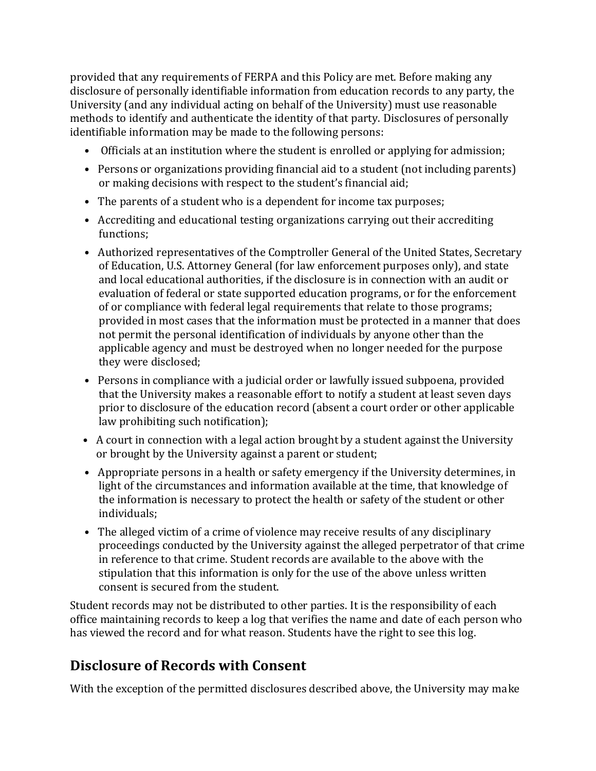provided that any requirements of FERPA and this Policy are met. Before making any disclosure of personally identifiable information from education records to any party, the University (and any individual acting on behalf of the University) must use reasonable methods to identify and authenticate the identity of that party. Disclosures of personally identifiable information may be made to the following persons:

- Officials at an institution where the student is enrolled or applying for admission;
- Persons or organizations providing financial aid to a student (not including parents) or making decisions with respect to the student's financial aid;
- The parents of a student who is a dependent for income tax purposes;
- Accrediting and educational testing organizations carrying out their accrediting functions;
- Authorized representatives of the Comptroller General of the United States, Secretary of Education, U.S. Attorney General (for law enforcement purposes only), and state and local educational authorities, if the disclosure is in connection with an audit or evaluation of federal or state supported education programs, or for the enforcement of or compliance with federal legal requirements that relate to those programs; provided in most cases that the information must be protected in a manner that does not permit the personal identification of individuals by anyone other than the applicable agency and must be destroyed when no longer needed for the purpose they were disclosed;
- Persons in compliance with a judicial order or lawfully issued subpoena, provided that the University makes a reasonable effort to notify a student at least seven days prior to disclosure of the education record (absent a court order or other applicable law prohibiting such notification);
- A court in connection with a legal action brought by a student against the University or brought by the University against a parent or student;
- Appropriate persons in a health or safety emergency if the University determines, in light of the circumstances and information available at the time, that knowledge of the information is necessary to protect the health or safety of the student or other individuals;
- The alleged victim of a crime of violence may receive results of any disciplinary proceedings conducted by the University against the alleged perpetrator of that crime in reference to that crime. Student records are available to the above with the stipulation that this information is only for the use of the above unless written consent is secured from the student.

Student records may not be distributed to other parties. It is the responsibility of each office maintaining records to keep a log that verifies the name and date of each person who has viewed the record and for what reason. Students have the right to see this log.

## Disclosure of Records with Consent

With the exception of the permitted disclosures described above, the University may make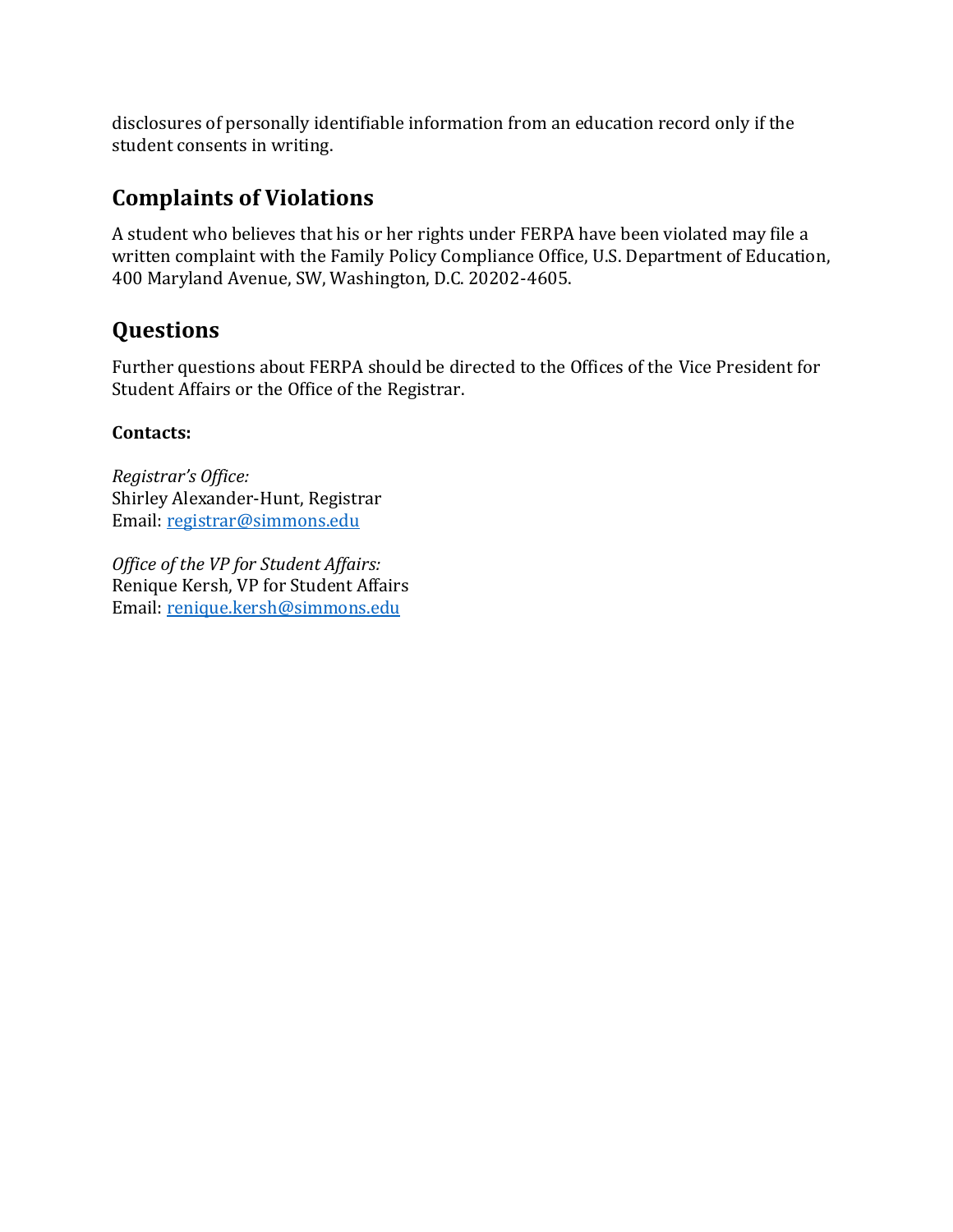disclosures of personally identifiable information from an education record only if the student consents in writing.

## Complaints of Violations

A student who believes that his or her rights under FERPA have been violated may file a written complaint with the Family Policy Compliance Office, U.S. Department of Education, 400 Maryland Avenue, SW, Washington, D.C. 20202-4605.

## Questions

Further questions about FERPA should be directed to the Offices of the Vice President for Student Affairs or the Office of the Registrar.

**Contacts:**

*Registrar's Office:*
Shirley Alexander-Hunt, Registrar
Email: registrar@simmons.edu

*Office of the VP for Student Affairs:*
Renique Kersh, VP for Student Affairs
Email: renique.kersh@simmons.edu